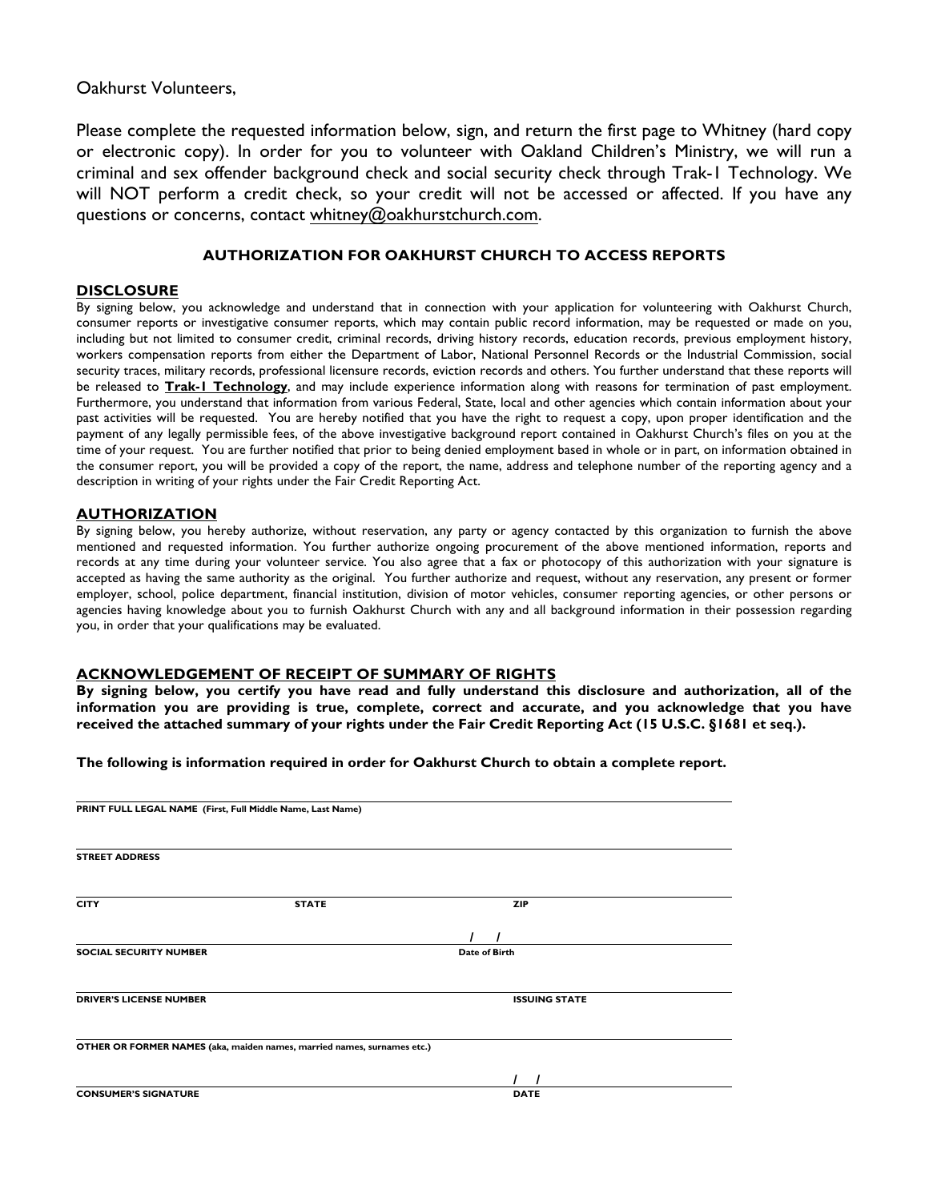Oakhurst Volunteers,

Please complete the requested information below, sign, and return the first page to Whitney (hard copy or electronic copy). In order for you to volunteer with Oakland Children's Ministry, we will run a criminal and sex offender background check and social security check through Trak-1 Technology. We will NOT perform a credit check, so your credit will not be accessed or affected. If you have any questions or concerns, contact whitney@oakhurstchurch.com.

## AUTHORIZATION FOR OAKHURST CHURCH TO ACCESS REPORTS

### DISCLOSURE

By signing below, you acknowledge and understand that in connection with your application for volunteering with Oakhurst Church, consumer reports or investigative consumer reports, which may contain public record information, may be requested or made on you, including but not limited to consumer credit, criminal records, driving history records, education records, previous employment history, workers compensation reports from either the Department of Labor, National Personnel Records or the Industrial Commission, social security traces, military records, professional licensure records, eviction records and others. You further understand that these reports will be released to **Trak-1 Technology**, and may include experience information along with reasons for termination of past employment. Furthermore, you understand that information from various Federal, State, local and other agencies which contain information about your past activities will be requested. You are hereby notified that you have the right to request a copy, upon proper identification and the payment of any legally permissible fees, of the above investigative background report contained in Oakhurst Church's files on you at the time of your request. You are further notified that prior to being denied employment based in whole or in part, on information obtained in the consumer report, you will be provided a copy of the report, the name, address and telephone number of the reporting agency and a description in writing of your rights under the Fair Credit Reporting Act.

### AUTHORIZATION

By signing below, you hereby authorize, without reservation, any party or agency contacted by this organization to furnish the above mentioned and requested information. You further authorize ongoing procurement of the above mentioned information, reports and records at any time during your volunteer service. You also agree that a fax or photocopy of this authorization with your signature is accepted as having the same authority as the original. You further authorize and request, without any reservation, any present or former employer, school, police department, financial institution, division of motor vehicles, consumer reporting agencies, or other persons or agencies having knowledge about you to furnish Oakhurst Church with any and all background information in their possession regarding you, in order that your qualifications may be evaluated.

### ACKNOWLEDGEMENT OF RECEIPT OF SUMMARY OF RIGHTS

**By signing below, you certify you have read and fully understand this disclosure and authorization, all of the information you are providing is true, complete, correct and accurate, and you acknowledge that you have received the attached summary of your rights under the Fair Credit Reporting Act (15 U.S.C. §1681 et seq.).**

**The following is information required in order for Oakhurst Church to obtain a complete report.**

______________________________________________
**PRINT FULL LEGAL NAME (First, Full Middle Name, Last Name)**

______________________________________________
**STREET ADDRESS**

______________________________________________
**CITY** **STATE** **ZIP**

______________________________________________ / /
**SOCIAL SECURITY NUMBER** **Date of Birth**

______________________________________________
**DRIVER'S LICENSE NUMBER** **ISSUING STATE**

______________________________________________
**OTHER OR FORMER NAMES (aka, maiden names, married names, surnames etc.)**

______________________________________________ / /
**CONSUMER'S SIGNATURE** **DATE**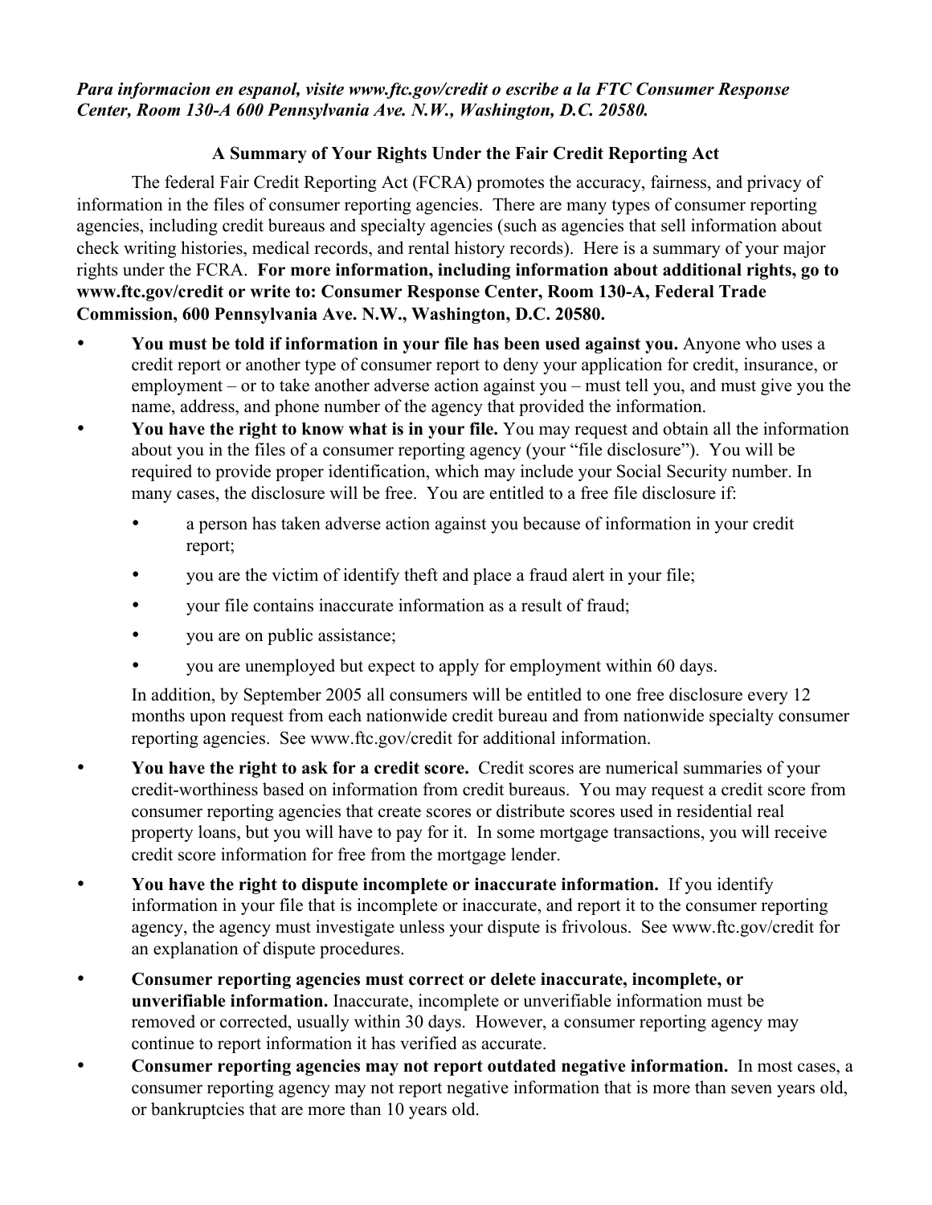***Para informacion en espanol, visite www.ftc.gov/credit o escribe a la FTC Consumer Response Center, Room 130-A 600 Pennsylvania Ave. N.W., Washington, D.C. 20580.***

## A Summary of Your Rights Under the Fair Credit Reporting Act

The federal Fair Credit Reporting Act (FCRA) promotes the accuracy, fairness, and privacy of information in the files of consumer reporting agencies. There are many types of consumer reporting agencies, including credit bureaus and specialty agencies (such as agencies that sell information about check writing histories, medical records, and rental history records). Here is a summary of your major rights under the FCRA. **For more information, including information about additional rights, go to www.ftc.gov/credit or write to: Consumer Response Center, Room 130-A, Federal Trade Commission, 600 Pennsylvania Ave. N.W., Washington, D.C. 20580.**

- **You must be told if information in your file has been used against you.** Anyone who uses a credit report or another type of consumer report to deny your application for credit, insurance, or employment – or to take another adverse action against you – must tell you, and must give you the name, address, and phone number of the agency that provided the information.
- **You have the right to know what is in your file.** You may request and obtain all the information about you in the files of a consumer reporting agency (your "file disclosure"). You will be required to provide proper identification, which may include your Social Security number. In many cases, the disclosure will be free. You are entitled to a free file disclosure if:
  - a person has taken adverse action against you because of information in your credit report;
  - you are the victim of identify theft and place a fraud alert in your file;
  - your file contains inaccurate information as a result of fraud;
  - you are on public assistance;
  - you are unemployed but expect to apply for employment within 60 days.

  In addition, by September 2005 all consumers will be entitled to one free disclosure every 12 months upon request from each nationwide credit bureau and from nationwide specialty consumer reporting agencies. See www.ftc.gov/credit for additional information.
- **You have the right to ask for a credit score.** Credit scores are numerical summaries of your credit-worthiness based on information from credit bureaus. You may request a credit score from consumer reporting agencies that create scores or distribute scores used in residential real property loans, but you will have to pay for it. In some mortgage transactions, you will receive credit score information for free from the mortgage lender.
- **You have the right to dispute incomplete or inaccurate information.** If you identify information in your file that is incomplete or inaccurate, and report it to the consumer reporting agency, the agency must investigate unless your dispute is frivolous. See www.ftc.gov/credit for an explanation of dispute procedures.
- **Consumer reporting agencies must correct or delete inaccurate, incomplete, or unverifiable information.** Inaccurate, incomplete or unverifiable information must be removed or corrected, usually within 30 days. However, a consumer reporting agency may continue to report information it has verified as accurate.
- **Consumer reporting agencies may not report outdated negative information.** In most cases, a consumer reporting agency may not report negative information that is more than seven years old, or bankruptcies that are more than 10 years old.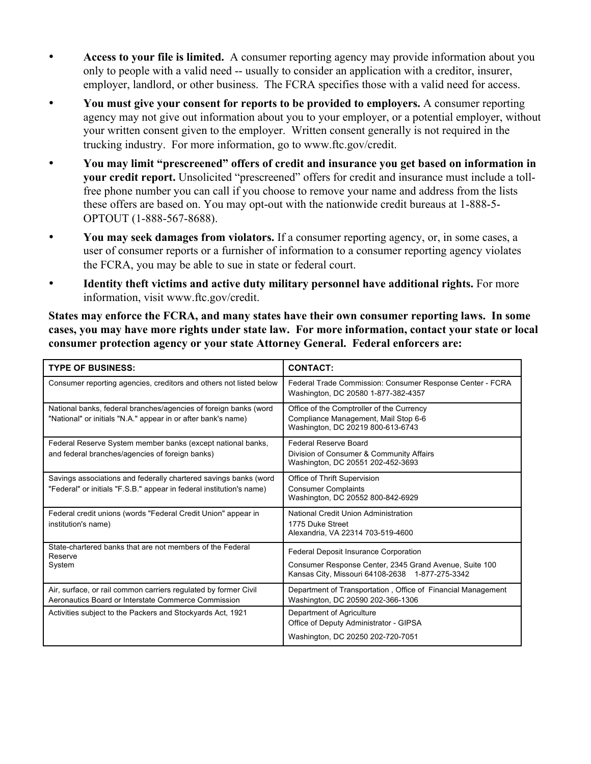- **Access to your file is limited.** A consumer reporting agency may provide information about you only to people with a valid need -- usually to consider an application with a creditor, insurer, employer, landlord, or other business. The FCRA specifies those with a valid need for access.
- **You must give your consent for reports to be provided to employers.** A consumer reporting agency may not give out information about you to your employer, or a potential employer, without your written consent given to the employer. Written consent generally is not required in the trucking industry. For more information, go to www.ftc.gov/credit.
- **You may limit "prescreened" offers of credit and insurance you get based on information in your credit report.** Unsolicited "prescreened" offers for credit and insurance must include a toll-free phone number you can call if you choose to remove your name and address from the lists these offers are based on. You may opt-out with the nationwide credit bureaus at 1-888-5-OPTOUT (1-888-567-8688).
- **You may seek damages from violators.** If a consumer reporting agency, or, in some cases, a user of consumer reports or a furnisher of information to a consumer reporting agency violates the FCRA, you may be able to sue in state or federal court.
- **Identity theft victims and active duty military personnel have additional rights.** For more information, visit www.ftc.gov/credit.

**States may enforce the FCRA, and many states have their own consumer reporting laws. In some cases, you may have more rights under state law. For more information, contact your state or local consumer protection agency or your state Attorney General. Federal enforcers are:**

| TYPE OF BUSINESS: | CONTACT: |
|---|---|
| Consumer reporting agencies, creditors and others not listed below | Federal Trade Commission: Consumer Response Center - FCRA Washington, DC 20580 1-877-382-4357 |
| National banks, federal branches/agencies of foreign banks (word "National" or initials "N.A." appear in or after bank's name) | Office of the Comptroller of the Currency Compliance Management, Mail Stop 6-6 Washington, DC 20219 800-613-6743 |
| Federal Reserve System member banks (except national banks, and federal branches/agencies of foreign banks) | Federal Reserve Board Division of Consumer & Community Affairs Washington, DC 20551 202-452-3693 |
| Savings associations and federally chartered savings banks (word "Federal" or initials "F.S.B." appear in federal institution's name) | Office of Thrift Supervision Consumer Complaints Washington, DC 20552 800-842-6929 |
| Federal credit unions (words "Federal Credit Union" appear in institution's name) | National Credit Union Administration 1775 Duke Street Alexandria, VA 22314 703-519-4600 |
| State-chartered banks that are not members of the Federal Reserve System | Federal Deposit Insurance Corporation Consumer Response Center, 2345 Grand Avenue, Suite 100 Kansas City, Missouri 64108-2638 1-877-275-3342 |
| Air, surface, or rail common carriers regulated by former Civil Aeronautics Board or Interstate Commerce Commission | Department of Transportation , Office of Financial Management Washington, DC 20590 202-366-1306 |
| Activities subject to the Packers and Stockyards Act, 1921 | Department of Agriculture Office of Deputy Administrator - GIPSA Washington, DC 20250 202-720-7051 |